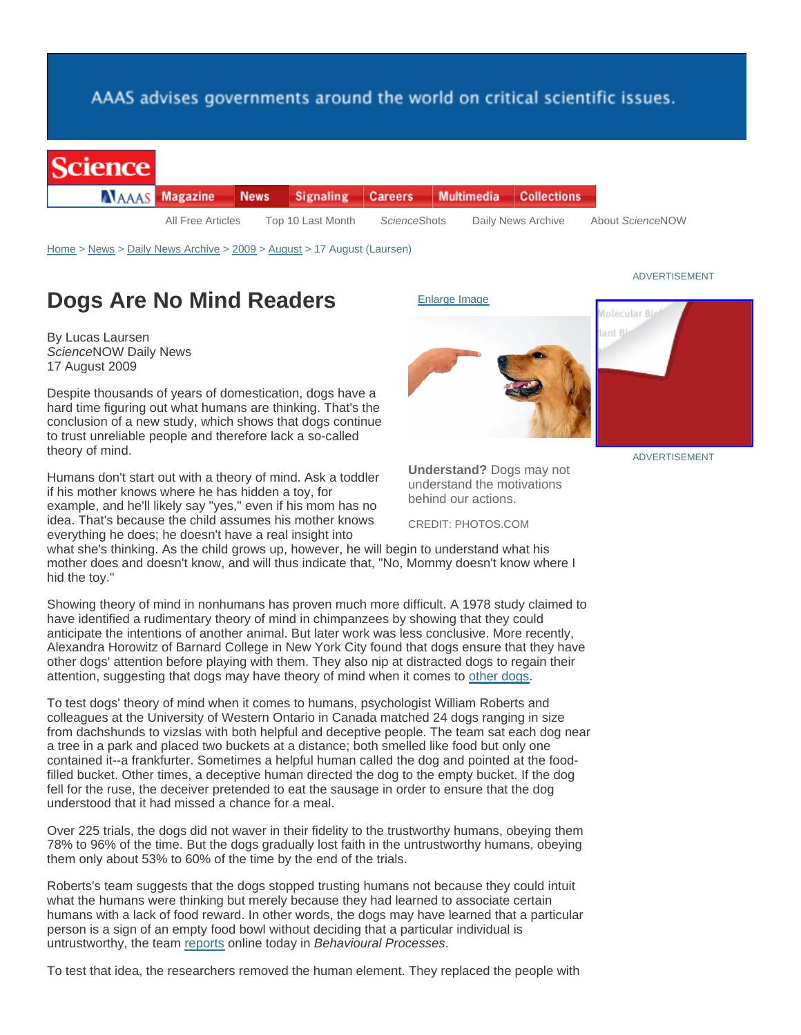# Dogs Are No Mind Readers

By Lucas Laursen
*Science*NOW Daily News
17 August 2009

**Understand?** Dogs may not understand the motivations behind our actions.

CREDIT: PHOTOS.COM

Despite thousands of years of domestication, dogs have a hard time figuring out what humans are thinking. That's the conclusion of a new study, which shows that dogs continue to trust unreliable people and therefore lack a so-called theory of mind.

Humans don't start out with a theory of mind. Ask a toddler if his mother knows where he has hidden a toy, for example, and he'll likely say "yes," even if his mom has no idea. That's because the child assumes his mother knows everything he does; he doesn't have a real insight into what she's thinking. As the child grows up, however, he will begin to understand what his mother does and doesn't know, and will thus indicate that, "No, Mommy doesn't know where I hid the toy."

Showing theory of mind in nonhumans has proven much more difficult. A 1978 study claimed to have identified a rudimentary theory of mind in chimpanzees by showing that they could anticipate the intentions of another animal. But later work was less conclusive. More recently, Alexandra Horowitz of Barnard College in New York City found that dogs ensure that they have other dogs' attention before playing with them. They also nip at distracted dogs to regain their attention, suggesting that dogs may have theory of mind when it comes to other dogs.

To test dogs' theory of mind when it comes to humans, psychologist William Roberts and colleagues at the University of Western Ontario in Canada matched 24 dogs ranging in size from dachshunds to vizslas with both helpful and deceptive people. The team sat each dog near a tree in a park and placed two buckets at a distance; both smelled like food but only one contained it--a frankfurter. Sometimes a helpful human called the dog and pointed at the food-filled bucket. Other times, a deceptive human directed the dog to the empty bucket. If the dog fell for the ruse, the deceiver pretended to eat the sausage in order to ensure that the dog understood that it had missed a chance for a meal.

Over 225 trials, the dogs did not waver in their fidelity to the trustworthy humans, obeying them 78% to 96% of the time. But the dogs gradually lost faith in the untrustworthy humans, obeying them only about 53% to 60% of the time by the end of the trials.

Roberts's team suggests that the dogs stopped trusting humans not because they could intuit what the humans were thinking but merely because they had learned to associate certain humans with a lack of food reward. In other words, the dogs may have learned that a particular person is a sign of an empty food bowl without deciding that a particular individual is untrustworthy, the team reports online today in *Behavioural Processes*.

To test that idea, the researchers removed the human element. They replaced the people with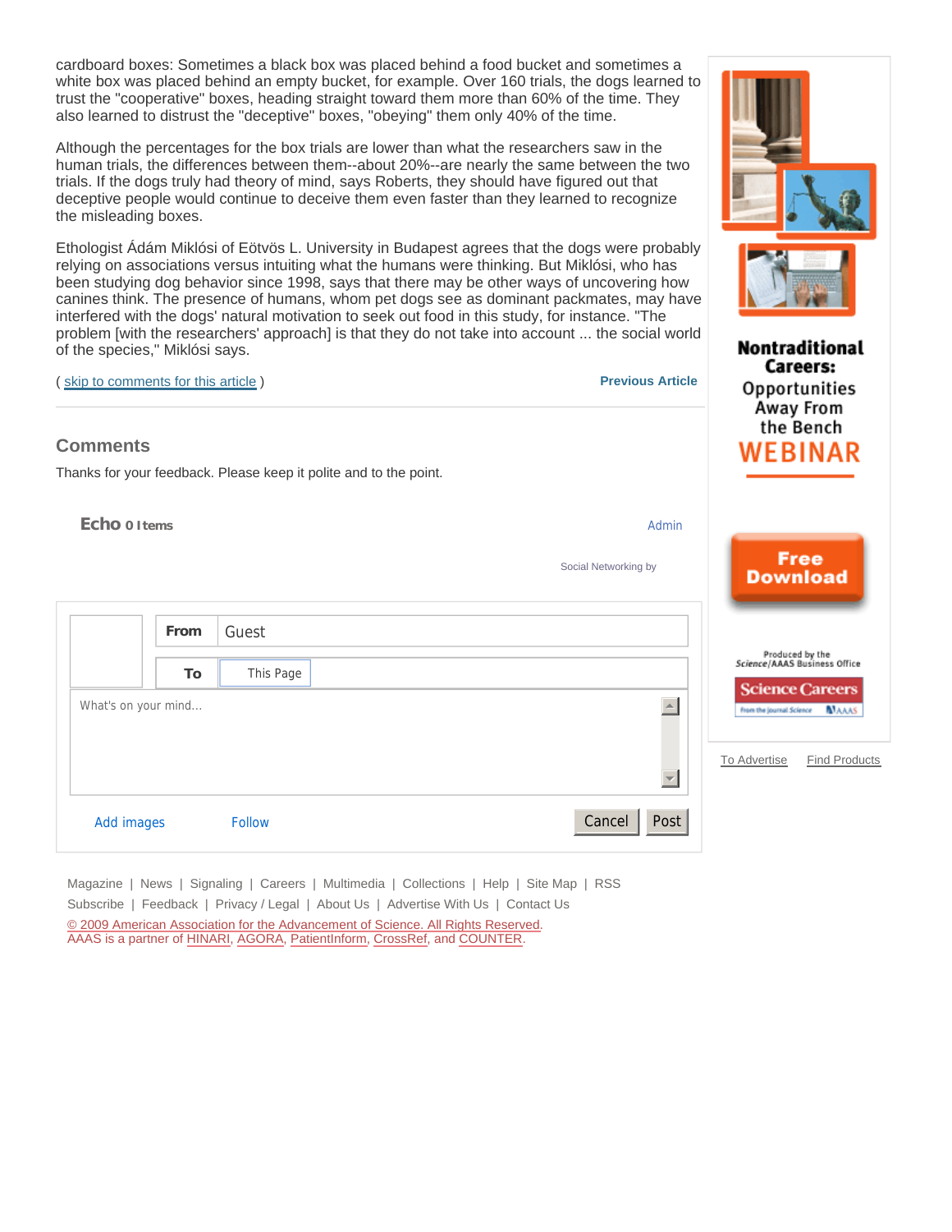cardboard boxes: Sometimes a black box was placed behind a food bucket and sometimes a white box was placed behind an empty bucket, for example. Over 160 trials, the dogs learned to trust the "cooperative" boxes, heading straight toward them more than 60% of the time. They also learned to distrust the "deceptive" boxes, "obeying" them only 40% of the time.

Although the percentages for the box trials are lower than what the researchers saw in the human trials, the differences between them--about 20%--are nearly the same between the two trials. If the dogs truly had theory of mind, says Roberts, they should have figured out that deceptive people would continue to deceive them even faster than they learned to recognize the misleading boxes.

Ethologist Ádám Miklósi of Eötvös L. University in Budapest agrees that the dogs were probably relying on associations versus intuiting what the humans were thinking. But Miklósi, who has been studying dog behavior since 1998, says that there may be other ways of uncovering how canines think. The presence of humans, whom pet dogs see as dominant packmates, may have interfered with the dogs' natural motivation to seek out food in this study, for instance. "The problem [with the researchers' approach] is that they do not take into account ... the social world of the species," Miklósi says.

( skip to comments for this article )

Previous Article

## Comments

Thanks for your feedback. Please keep it polite and to the point.

**Echo** 0 Items

Admin

Social Networking by

From Guest

To This Page

What's on your mind...

Add images Follow Cancel Post

**Nontraditional Careers:** Opportunities Away From the Bench **WEBINAR**

Free Download

Produced by the Science/AAAS Business Office

Science Careers

To Advertise Find Products

Magazine | News | Signaling | Careers | Multimedia | Collections | Help | Site Map | RSS
Subscribe | Feedback | Privacy / Legal | About Us | Advertise With Us | Contact Us

© 2009 American Association for the Advancement of Science. All Rights Reserved.
AAAS is a partner of HINARI, AGORA, PatientInform, CrossRef, and COUNTER.